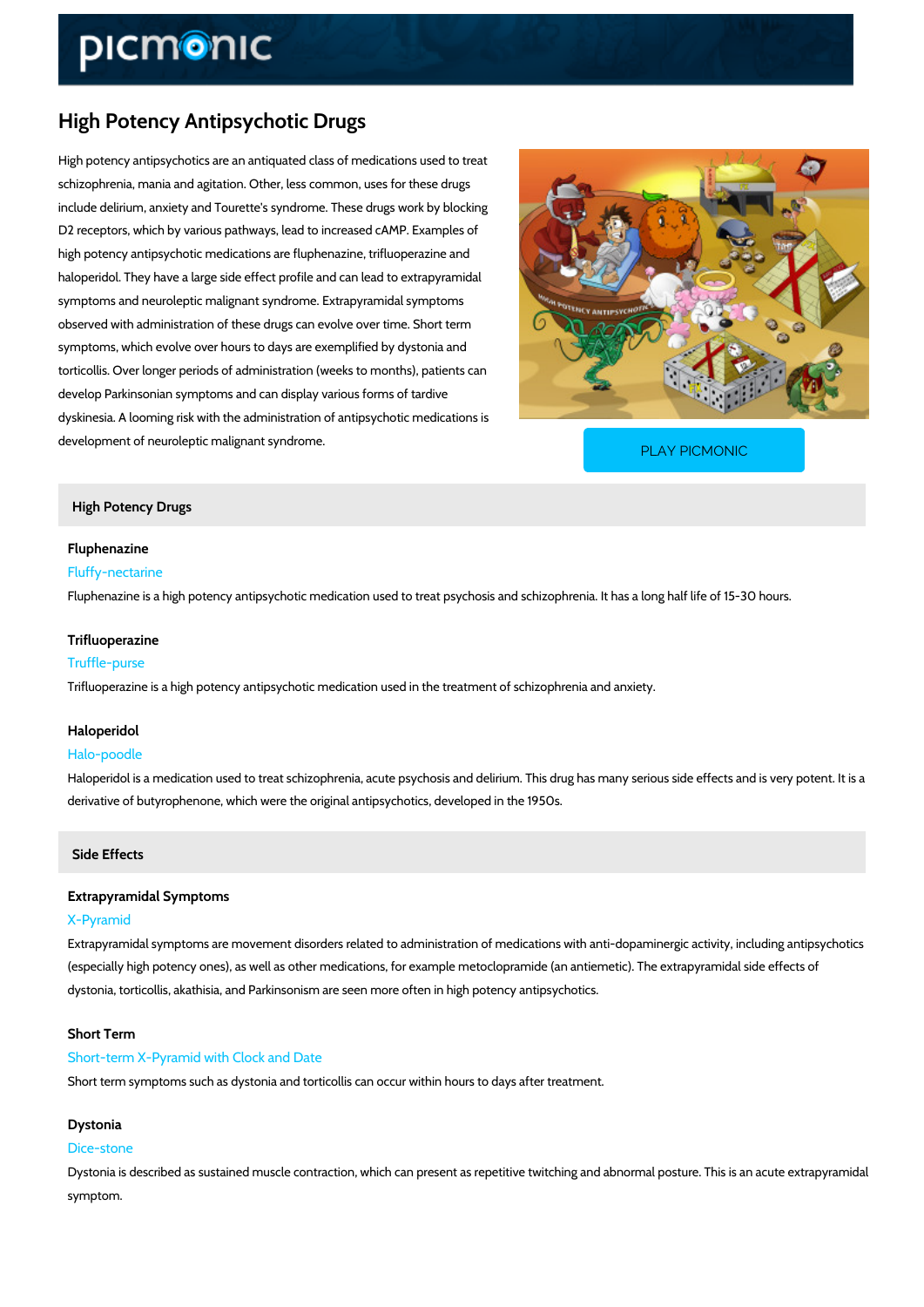# High Potency Antipsychotic Drugs

High potency antipsychotics are an antiquated class of medications used to treat schizophrenia, mania and agitation. Other, less common, uses for these drugs include delirium, anxiety and Tourette's syndrome. These drugs work by blocking D2 receptors, which by various pathways, lead to increased cAMP. Examples of high potency antipsychotic medications are fluphenazine, trifluoperazine and haloperidol. They have a large side effect profile and can lead to extrapyramidal symptoms and neuroleptic malignant syndrome. Extrapyramidal symptoms observed with administration of these drugs can evolve over time. Short term symptoms, which evolve over hours to days are exemplified by dystonia and torticollis. Over longer periods of administration (weeks to months), patients can develop Parkinsonian symptoms and can display various forms of tardive dyskinesia. A looming risk with the administration of antipsychotic medications is development of neuroleptic malignant syndrome.

PLAY PICMONIC

## High Potency Drugs

### Fluphenazine

Fluffy-nectarine

Fluphenazine is a high potency antipsychotic medication used to treat psychosis and schizophrenia. It has a long half life of 15-30 hours.

### Trifluoperazine

Truffle-purse

Trifluoperazine is a high potency antipsychotic medication used in the treatment of schizophrenia and anxiety.

### Haloperidol

Halo-poodle

Haloperidol is a medication used to treat schizophrenia, acute psychosis and delirium. This drug has many serious side effects and is very potent. It is a derivative of butyrophenone, which were the original antipsychotics, developed in the 1950s.

## Side Effects

### Extrapyramidal Symptoms

X-Pyramid

Extrapyramidal symptoms are movement disorders related to administration of medications with anti-dopaminergic activity, including antipsychotics (especially high potency ones), as well as other medications, for example metoclopramide (an antiemetic). The extrapyramidal side effects of dystonia, torticollis, akathisia, and Parkinsonism are seen more often in high potency antipsychotics.

### Short Term

Short-term X-Pyramid with Clock and Date

Short term symptoms such as dystonia and torticollis can occur within hours to days after treatment.

### Dystonia

Dice-stone

Dystonia is described as sustained muscle contraction, which can present as repetitive twitching and abnormal posture. This is an acute extrapyramidal symptom.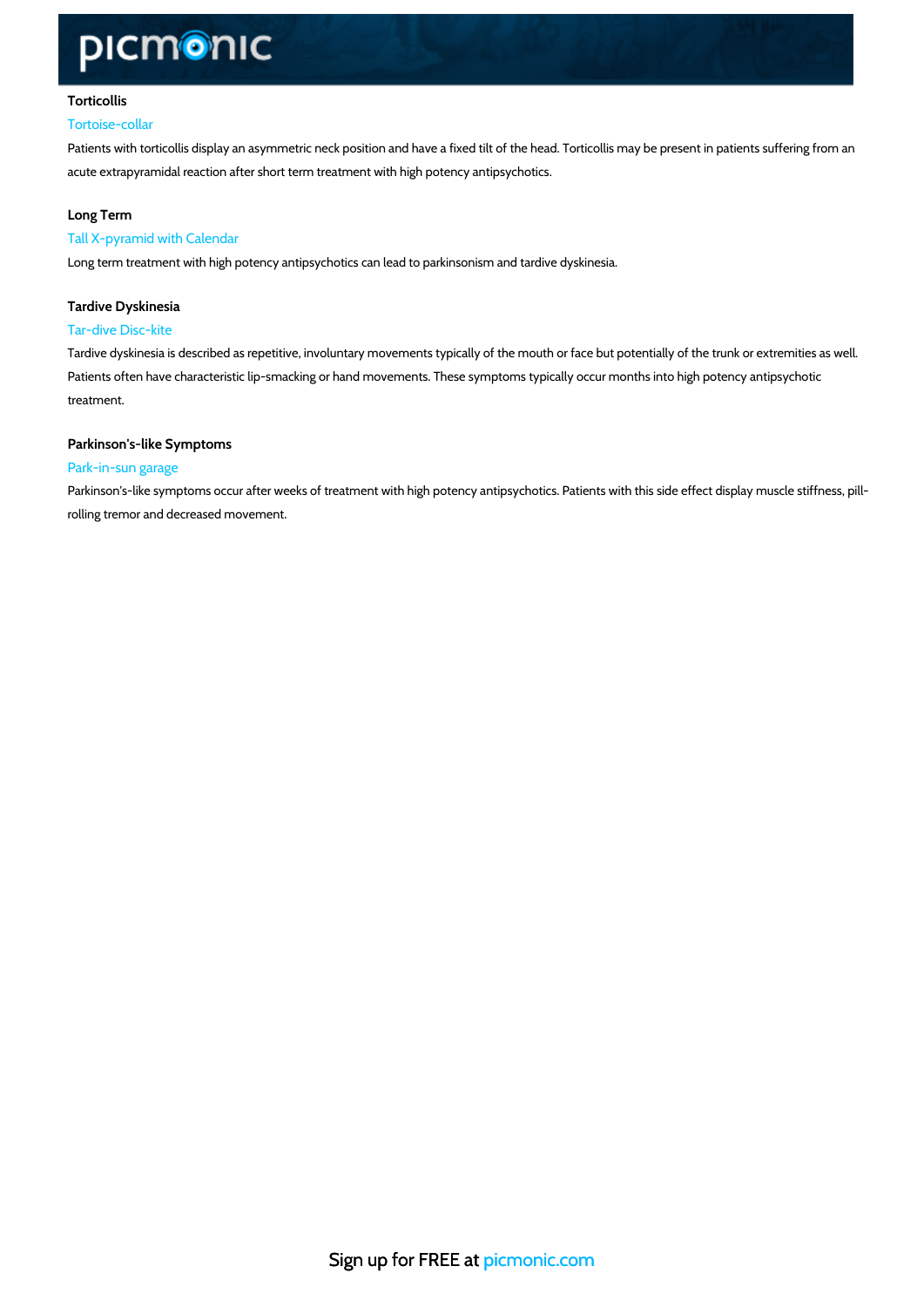### Torticollis

Tortoise-collar

Patients with torticollis display an asymmetric neck position and have a fixed tilt of the head. Torticollis may be present in patients suffering from an acute extrapyramidal reaction after short term treatment with high potency antipsychotics.

### Long Term

Tall X-pyramid with Calendar

Long term treatment with high potency antipsychotics can lead to parkinsonism and tardive dyskinesia.

### Tardive Dyskinesia

Tar-dive Disc-kite

Tardive dyskinesia is described as repetitive, involuntary movements typically of the mouth or face but potentially of the trunk or extremities as well. Patients often have characteristic lip-smacking or hand movements. These symptoms typically occur months into high potency antipsychotic treatment.

### Parkinson's-like Symptoms

Park-in-sun garage

Parkinson's-like symptoms occur after weeks of treatment with high potency antipsychotics. Patients with this side effect display muscle stiffness, pill-rolling tremor and decreased movement.